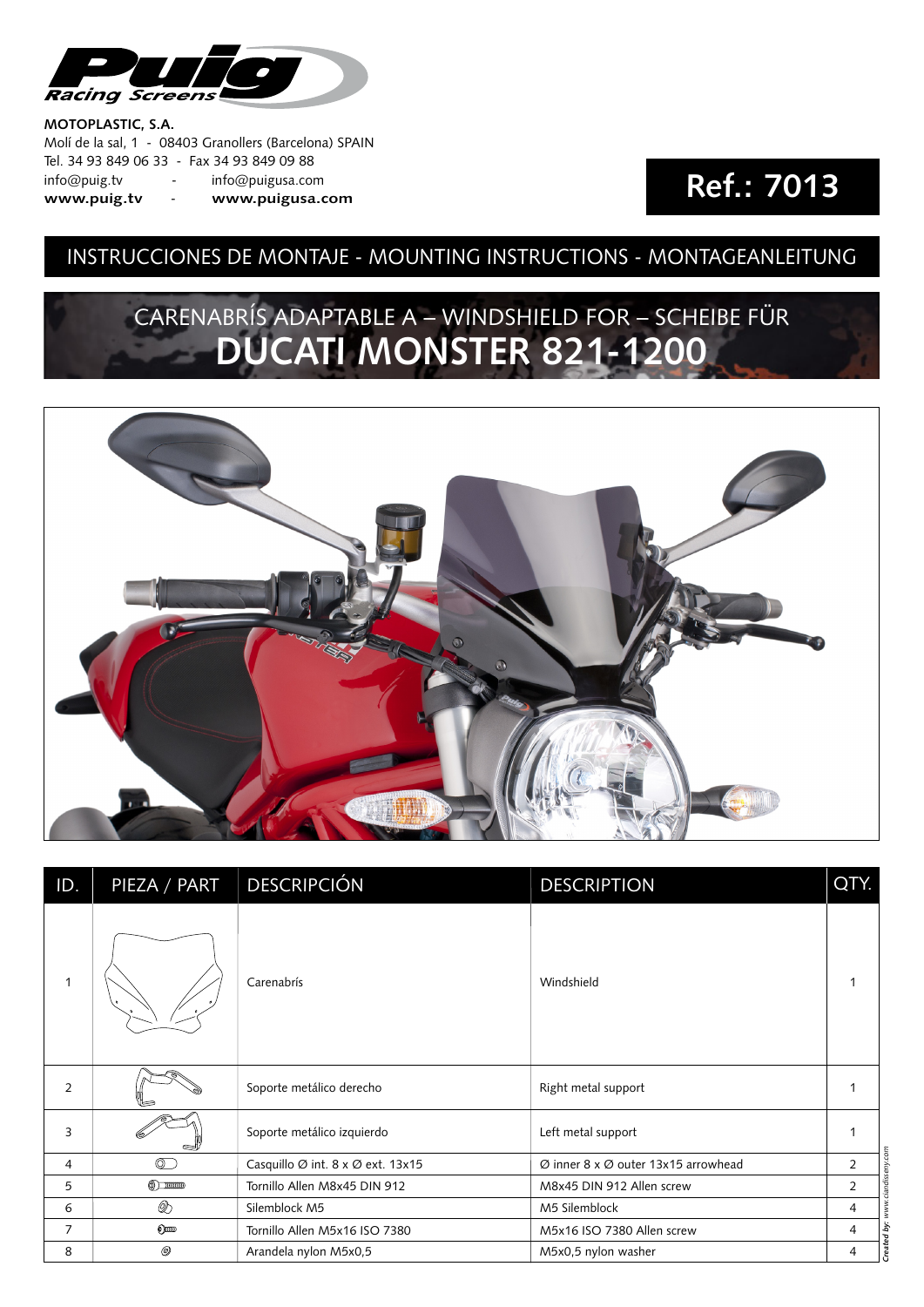**MOTOPLASTIC, S.A.**
Molí de la sal, 1 - 08403 Granollers (Barcelona) SPAIN
Tel. 34 93 849 06 33 - Fax 34 93 849 09 88
info@puig.tv - info@puigusa.com
**www.puig.tv** - **www.puigusa.com**

# Ref.: 7013

## INSTRUCCIONES DE MONTAJE - MOUNTING INSTRUCTIONS - MONTAGEANLEITUNG

## CARENABRÍS ADAPTABLE A – WINDSHIELD FOR – SCHEIBE FÜR
# DUCATI MONSTER 821-1200

| ID. | PIEZA / PART | DESCRIPCIÓN | DESCRIPTION | QTY. |
|---|---|---|---|---|
| 1 | | Carenabrís | Windshield | 1 |
| 2 | | Soporte metálico derecho | Right metal support | 1 |
| 3 | | Soporte metálico izquierdo | Left metal support | 1 |
| 4 | | Casquillo Ø int. 8 x Ø ext. 13x15 | Ø inner 8 x Ø outer 13x15 arrowhead | 2 |
| 5 | | Tornillo Allen M8x45 DIN 912 | M8x45 DIN 912 Allen screw | 2 |
| 6 | | Silemblock M5 | M5 Silemblock | 4 |
| 7 | | Tornillo Allen M5x16 ISO 7380 | M5x16 ISO 7380 Allen screw | 4 |
| 8 | | Arandela nylon M5x0,5 | M5x0,5 nylon washer | 4 |

*Created by: www.ciandisseny.com*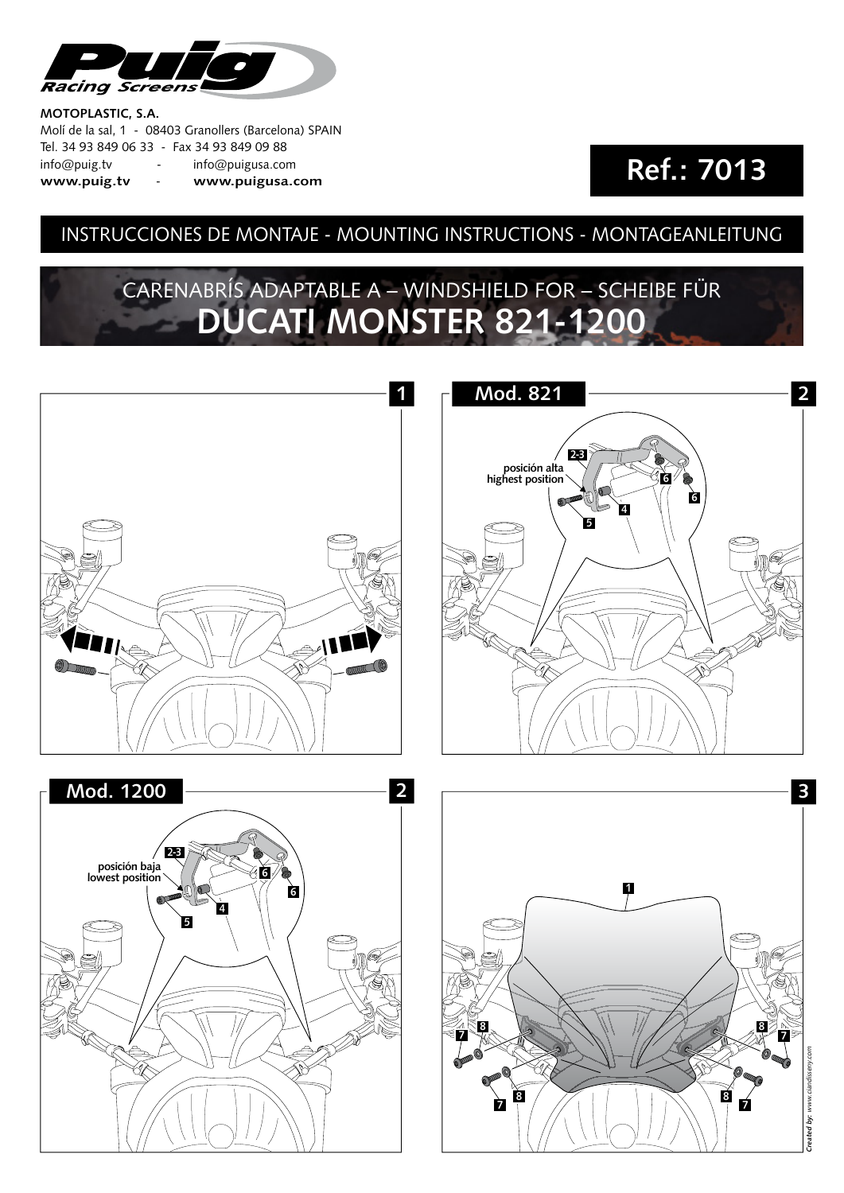**Puig Racing Screens**

**MOTOPLASTIC, S.A.**
Molí de la sal, 1 - 08403 Granollers (Barcelona) SPAIN
Tel. 34 93 849 06 33 - Fax 34 93 849 09 88
info@puig.tv - info@puigusa.com
**www.puig.tv** - **www.puigusa.com**

## Ref.: 7013

## INSTRUCCIONES DE MONTAJE - MOUNTING INSTRUCTIONS - MONTAGEANLEITUNG

CARENABRÍS ADAPTABLE A – WINDSHIELD FOR – SCHEIBE FÜR

# DUCATI MONSTER 821-1200

**1**

**Mod. 821** **2**

2-3

posición alta
highest position

6 6 4 5

**Mod. 1200** **2**

2-3

posición baja
lowest position

6 6 4 5

**3**

1

8 7 8 7 7 8 8 7

*Created by: www.ciandissery.com*